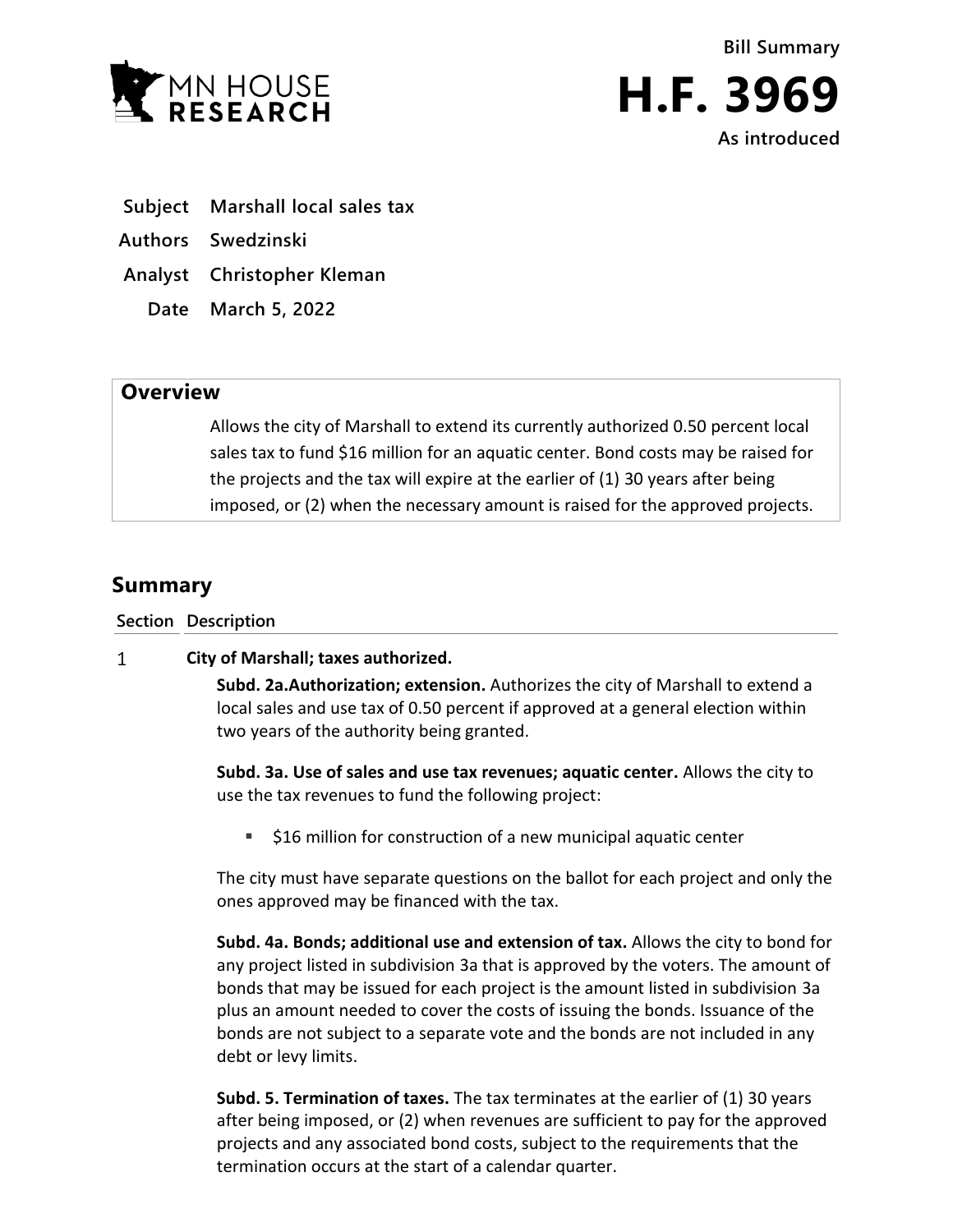MN HOUSE RESEARCH

Bill Summary

# H.F. 3969

As introduced

**Subject** Marshall local sales tax

**Authors** Swedzinski

**Analyst** Christopher Kleman

**Date** March 5, 2022

## Overview

Allows the city of Marshall to extend its currently authorized 0.50 percent local sales tax to fund $16 million for an aquatic center. Bond costs may be raised for the projects and the tax will expire at the earlier of (1) 30 years after being imposed, or (2) when the necessary amount is raised for the approved projects.

## Summary

**Section Description**

1 **City of Marshall; taxes authorized.**

**Subd. 2a.Authorization; extension.** Authorizes the city of Marshall to extend a local sales and use tax of 0.50 percent if approved at a general election within two years of the authority being granted.

**Subd. 3a. Use of sales and use tax revenues; aquatic center.** Allows the city to use the tax revenues to fund the following project:

- $16 million for construction of a new municipal aquatic center

The city must have separate questions on the ballot for each project and only the ones approved may be financed with the tax.

**Subd. 4a. Bonds; additional use and extension of tax.** Allows the city to bond for any project listed in subdivision 3a that is approved by the voters. The amount of bonds that may be issued for each project is the amount listed in subdivision 3a plus an amount needed to cover the costs of issuing the bonds. Issuance of the bonds are not subject to a separate vote and the bonds are not included in any debt or levy limits.

**Subd. 5. Termination of taxes.** The tax terminates at the earlier of (1) 30 years after being imposed, or (2) when revenues are sufficient to pay for the approved projects and any associated bond costs, subject to the requirements that the termination occurs at the start of a calendar quarter.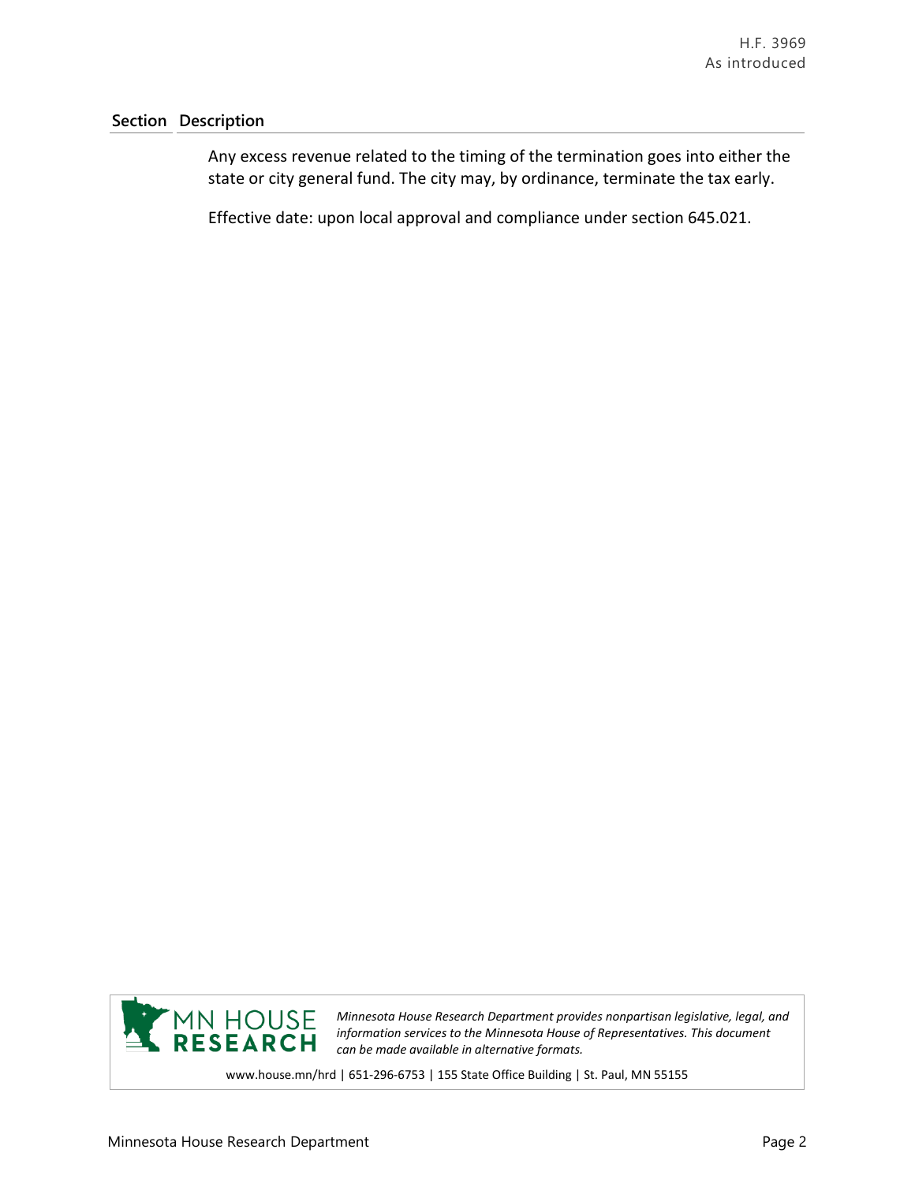| Section | Description |
| --- | --- |
| | Any excess revenue related to the timing of the termination goes into either the state or city general fund. The city may, by ordinance, terminate the tax early.<br><br>Effective date: upon local approval and compliance under section 645.021. |

*Minnesota House Research Department provides nonpartisan legislative, legal, and information services to the Minnesota House of Representatives. This document can be made available in alternative formats.*

www.house.mn/hrd | 651-296-6753 | 155 State Office Building | St. Paul, MN 55155